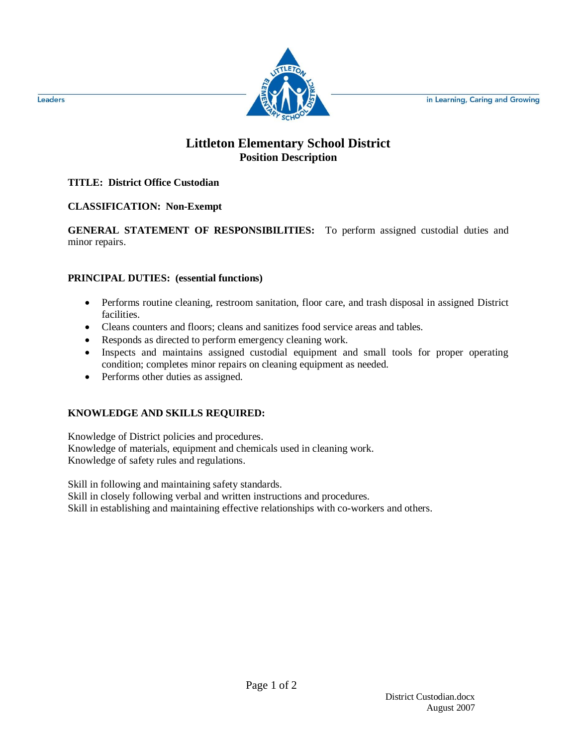Leaders in Learning, Caring and Growing

# Littleton Elementary School District

## Position Description

**TITLE: District Office Custodian**

**CLASSIFICATION: Non-Exempt**

**GENERAL STATEMENT OF RESPONSIBILITIES:** To perform assigned custodial duties and minor repairs.

**PRINCIPAL DUTIES: (essential functions)**

- Performs routine cleaning, restroom sanitation, floor care, and trash disposal in assigned District facilities.
- Cleans counters and floors; cleans and sanitizes food service areas and tables.
- Responds as directed to perform emergency cleaning work.
- Inspects and maintains assigned custodial equipment and small tools for proper operating condition; completes minor repairs on cleaning equipment as needed.
- Performs other duties as assigned.

**KNOWLEDGE AND SKILLS REQUIRED:**

Knowledge of District policies and procedures.
Knowledge of materials, equipment and chemicals used in cleaning work.
Knowledge of safety rules and regulations.

Skill in following and maintaining safety standards.
Skill in closely following verbal and written instructions and procedures.
Skill in establishing and maintaining effective relationships with co-workers and others.

District Custodian.docx
August 2007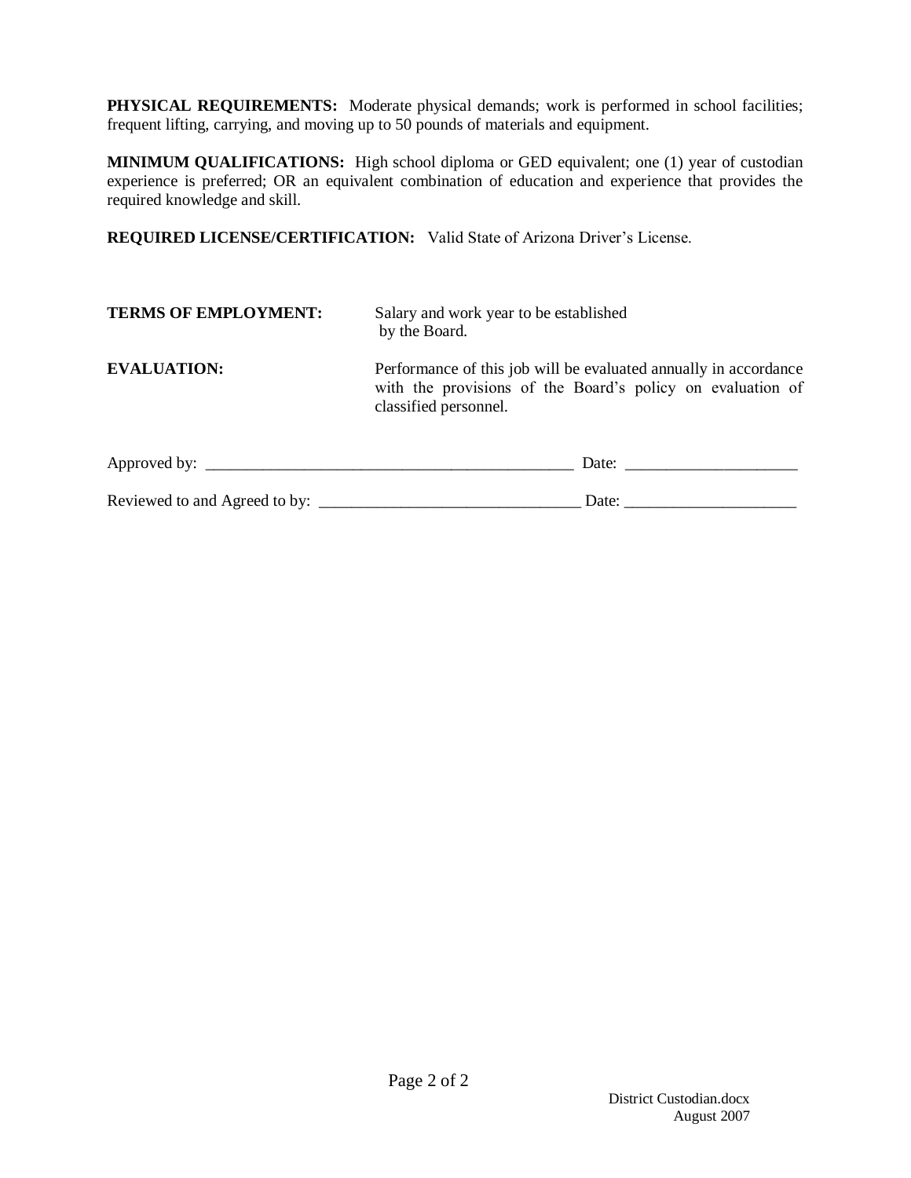**PHYSICAL REQUIREMENTS:** Moderate physical demands; work is performed in school facilities; frequent lifting, carrying, and moving up to 50 pounds of materials and equipment.

**MINIMUM QUALIFICATIONS:** High school diploma or GED equivalent; one (1) year of custodian experience is preferred; OR an equivalent combination of education and experience that provides the required knowledge and skill.

**REQUIRED LICENSE/CERTIFICATION:** Valid State of Arizona Driver's License.

**TERMS OF EMPLOYMENT:** Salary and work year to be established by the Board.

**EVALUATION:** Performance of this job will be evaluated annually in accordance with the provisions of the Board's policy on evaluation of classified personnel.

Approved by: ______________________________________________ Date: _____________________

Reviewed to and Agreed to by: ________________________________ Date: _____________________

District Custodian.docx
August 2007